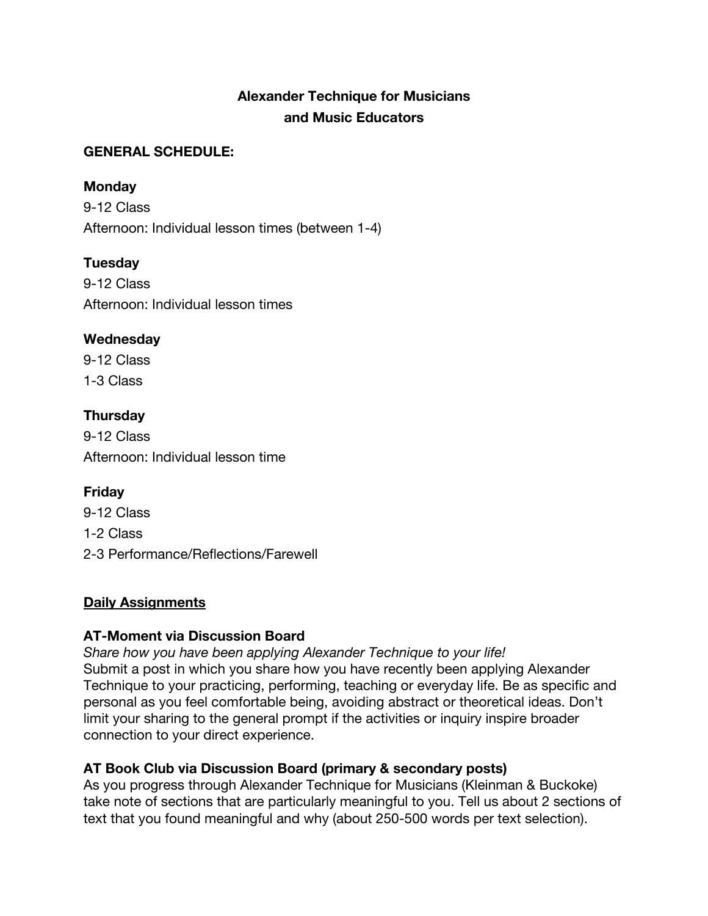# Alexander Technique for Musicians and Music Educators

## GENERAL SCHEDULE:

**Monday**
9-12 Class
Afternoon: Individual lesson times (between 1-4)

**Tuesday**
9-12 Class
Afternoon: Individual lesson times

**Wednesday**
9-12 Class
1-3 Class

**Thursday**
9-12 Class
Afternoon: Individual lesson time

**Friday**
9-12 Class
1-2 Class
2-3 Performance/Reflections/Farewell

## Daily Assignments

### AT-Moment via Discussion Board

*Share how you have been applying Alexander Technique to your life!*
Submit a post in which you share how you have recently been applying Alexander Technique to your practicing, performing, teaching or everyday life. Be as specific and personal as you feel comfortable being, avoiding abstract or theoretical ideas. Don't limit your sharing to the general prompt if the activities or inquiry inspire broader connection to your direct experience.

### AT Book Club via Discussion Board (primary & secondary posts)

As you progress through Alexander Technique for Musicians (Kleinman & Buckoke) take note of sections that are particularly meaningful to you. Tell us about 2 sections of text that you found meaningful and why (about 250-500 words per text selection).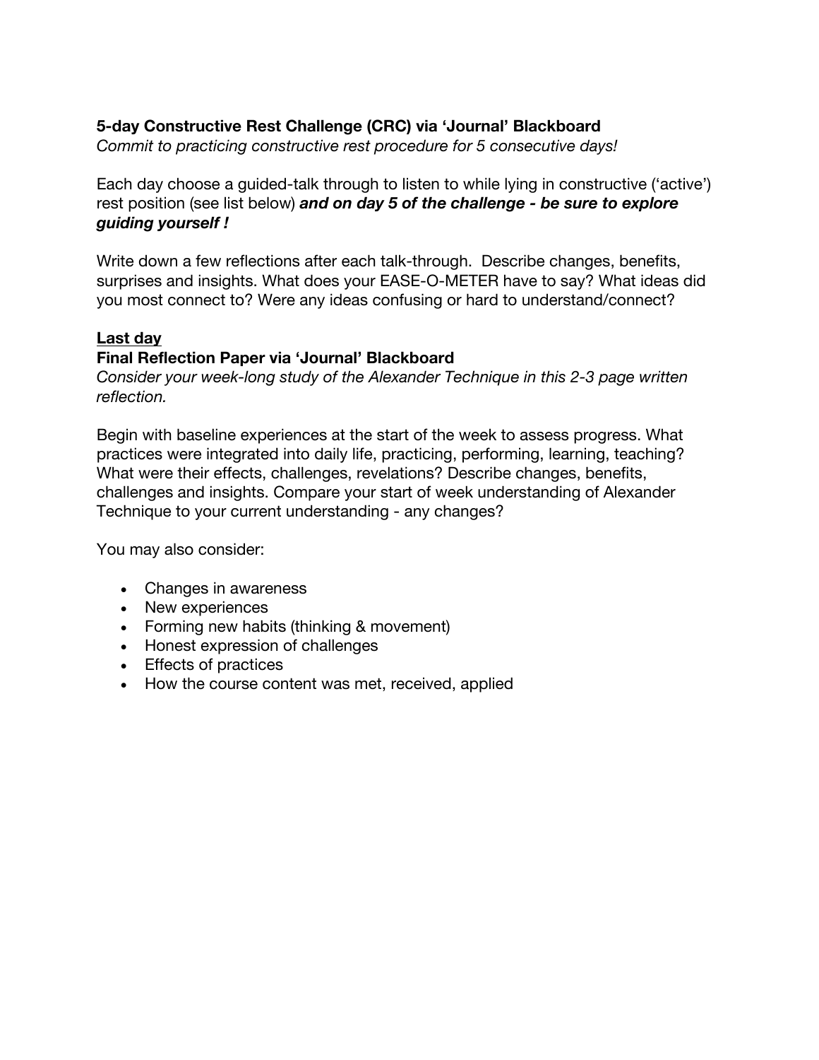**5-day Constructive Rest Challenge (CRC) via 'Journal' Blackboard**

*Commit to practicing constructive rest procedure for 5 consecutive days!*

Each day choose a guided-talk through to listen to while lying in constructive ('active') rest position (see list below) ***and on day 5 of the challenge - be sure to explore guiding yourself !***

Write down a few reflections after each talk-through. Describe changes, benefits, surprises and insights. What does your EASE-O-METER have to say? What ideas did you most connect to? Were any ideas confusing or hard to understand/connect?

**<u>Last day</u>**

**Final Reflection Paper via 'Journal' Blackboard**

*Consider your week-long study of the Alexander Technique in this 2-3 page written reflection.*

Begin with baseline experiences at the start of the week to assess progress. What practices were integrated into daily life, practicing, performing, learning, teaching? What were their effects, challenges, revelations? Describe changes, benefits, challenges and insights. Compare your start of week understanding of Alexander Technique to your current understanding - any changes?

You may also consider:

- Changes in awareness
- New experiences
- Forming new habits (thinking & movement)
- Honest expression of challenges
- Effects of practices
- How the course content was met, received, applied